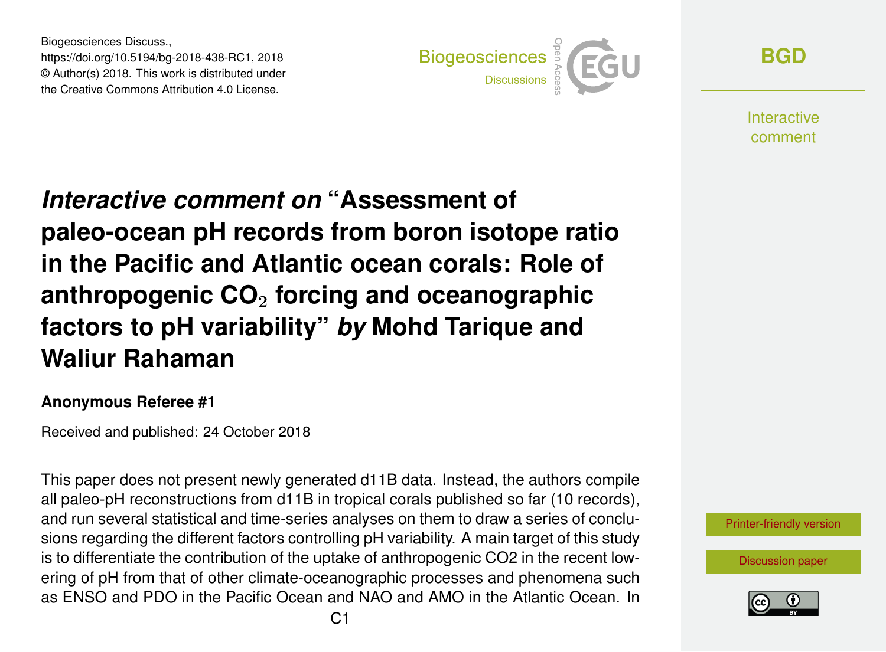Biogeosciences Discuss.,
https://doi.org/10.5194/bg-2018-438-RC1, 2018
© Author(s) 2018. This work is distributed under
the Creative Commons Attribution 4.0 License.

# *Interactive comment on* "Assessment of paleo-ocean pH records from boron isotope ratio in the Pacific and Atlantic ocean corals: Role of anthropogenic $CO_2$ forcing and oceanographic factors to pH variability" *by* Mohd Tarique and Waliur Rahaman

**Anonymous Referee #1**

Received and published: 24 October 2018

This paper does not present newly generated d11B data. Instead, the authors compile all paleo-pH reconstructions from d11B in tropical corals published so far (10 records), and run several statistical and time-series analyses on them to draw a series of conclusions regarding the different factors controlling pH variability. A main target of this study is to differentiate the contribution of the uptake of anthropogenic CO2 in the recent lowering of pH from that of other climate-oceanographic processes and phenomena such as ENSO and PDO in the Pacific Ocean and NAO and AMO in the Atlantic Ocean. In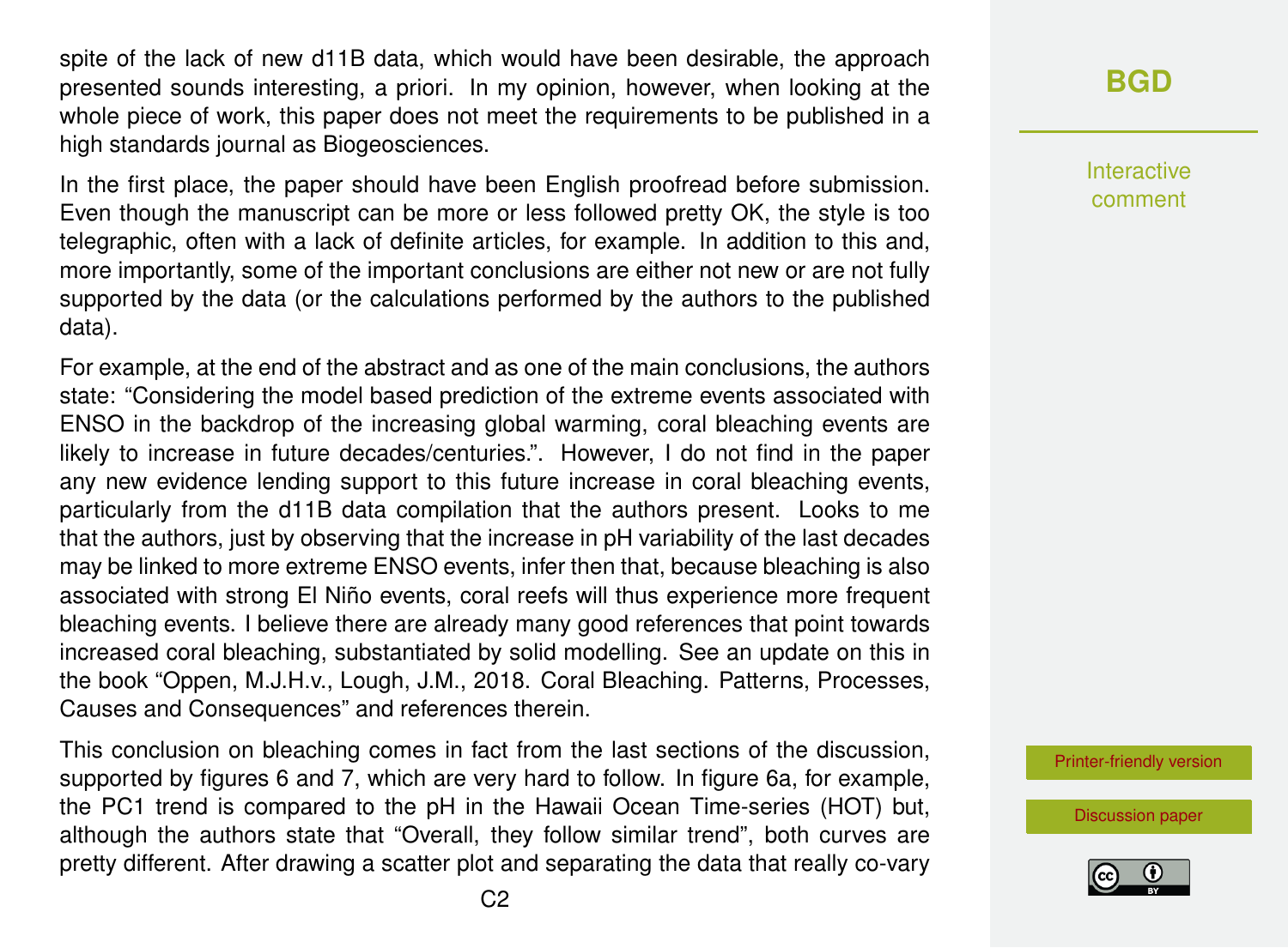spite of the lack of new d11B data, which would have been desirable, the approach presented sounds interesting, a priori. In my opinion, however, when looking at the whole piece of work, this paper does not meet the requirements to be published in a high standards journal as Biogeosciences.

In the first place, the paper should have been English proofread before submission. Even though the manuscript can be more or less followed pretty OK, the style is too telegraphic, often with a lack of definite articles, for example. In addition to this and, more importantly, some of the important conclusions are either not new or are not fully supported by the data (or the calculations performed by the authors to the published data).

For example, at the end of the abstract and as one of the main conclusions, the authors state: "Considering the model based prediction of the extreme events associated with ENSO in the backdrop of the increasing global warming, coral bleaching events are likely to increase in future decades/centuries.". However, I do not find in the paper any new evidence lending support to this future increase in coral bleaching events, particularly from the d11B data compilation that the authors present. Looks to me that the authors, just by observing that the increase in pH variability of the last decades may be linked to more extreme ENSO events, infer then that, because bleaching is also associated with strong El Niño events, coral reefs will thus experience more frequent bleaching events. I believe there are already many good references that point towards increased coral bleaching, substantiated by solid modelling. See an update on this in the book "Oppen, M.J.H.v., Lough, J.M., 2018. Coral Bleaching. Patterns, Processes, Causes and Consequences" and references therein.

This conclusion on bleaching comes in fact from the last sections of the discussion, supported by figures 6 and 7, which are very hard to follow. In figure 6a, for example, the PC1 trend is compared to the pH in the Hawaii Ocean Time-series (HOT) but, although the authors state that "Overall, they follow similar trend", both curves are pretty different. After drawing a scatter plot and separating the data that really co-vary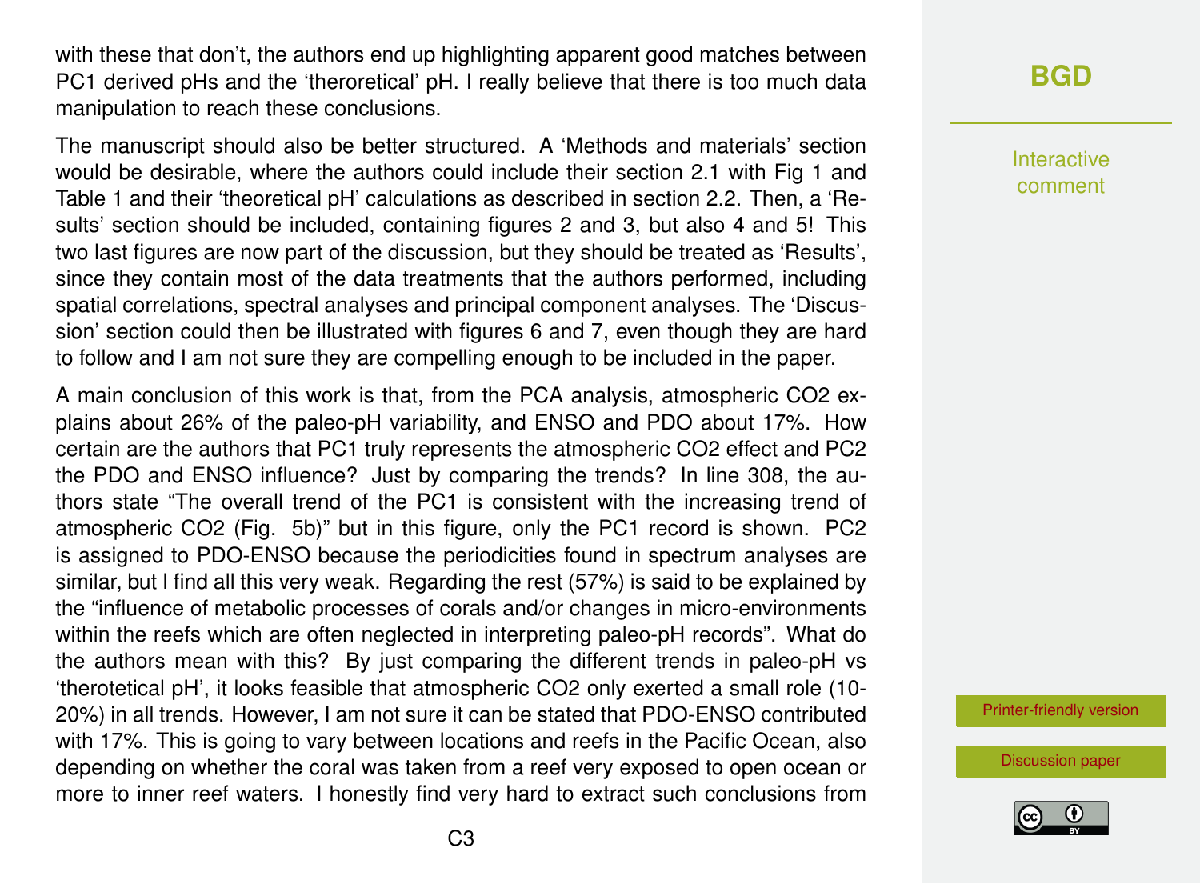with these that don't, the authors end up highlighting apparent good matches between PC1 derived pHs and the 'theroretical' pH. I really believe that there is too much data manipulation to reach these conclusions.

The manuscript should also be better structured. A 'Methods and materials' section would be desirable, where the authors could include their section 2.1 with Fig 1 and Table 1 and their 'theoretical pH' calculations as described in section 2.2. Then, a 'Results' section should be included, containing figures 2 and 3, but also 4 and 5! This two last figures are now part of the discussion, but they should be treated as 'Results', since they contain most of the data treatments that the authors performed, including spatial correlations, spectral analyses and principal component analyses. The 'Discussion' section could then be illustrated with figures 6 and 7, even though they are hard to follow and I am not sure they are compelling enough to be included in the paper.

A main conclusion of this work is that, from the PCA analysis, atmospheric CO2 explains about 26% of the paleo-pH variability, and ENSO and PDO about 17%. How certain are the authors that PC1 truly represents the atmospheric CO2 effect and PC2 the PDO and ENSO influence? Just by comparing the trends? In line 308, the authors state "The overall trend of the PC1 is consistent with the increasing trend of atmospheric CO2 (Fig. 5b)" but in this figure, only the PC1 record is shown. PC2 is assigned to PDO-ENSO because the periodicities found in spectrum analyses are similar, but I find all this very weak. Regarding the rest (57%) is said to be explained by the "influence of metabolic processes of corals and/or changes in micro-environments within the reefs which are often neglected in interpreting paleo-pH records". What do the authors mean with this? By just comparing the different trends in paleo-pH vs 'therotetical pH', it looks feasible that atmospheric CO2 only exerted a small role (10-20%) in all trends. However, I am not sure it can be stated that PDO-ENSO contributed with 17%. This is going to vary between locations and reefs in the Pacific Ocean, also depending on whether the coral was taken from a reef very exposed to open ocean or more to inner reef waters. I honestly find very hard to extract such conclusions from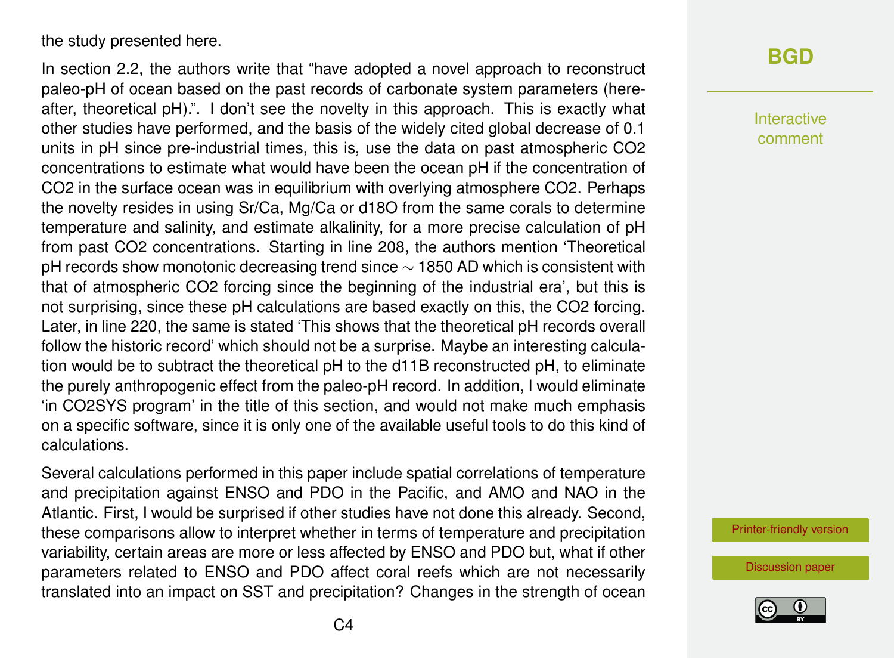the study presented here.

In section 2.2, the authors write that "have adopted a novel approach to reconstruct paleo-pH of ocean based on the past records of carbonate system parameters (hereafter, theoretical pH).". I don't see the novelty in this approach. This is exactly what other studies have performed, and the basis of the widely cited global decrease of 0.1 units in pH since pre-industrial times, this is, use the data on past atmospheric $CO_2$ concentrations to estimate what would have been the ocean pH if the concentration of $CO_2$ in the surface ocean was in equilibrium with overlying atmosphere $CO_2$. Perhaps the novelty resides in using Sr/Ca, Mg/Ca or $\delta^{18}O$ from the same corals to determine temperature and salinity, and estimate alkalinity, for a more precise calculation of pH from past $CO_2$ concentrations. Starting in line 208, the authors mention 'Theoretical pH records show monotonic decreasing trend since $\sim$ 1850 AD which is consistent with that of atmospheric $CO_2$ forcing since the beginning of the industrial era', but this is not surprising, since these pH calculations are based exactly on this, the $CO_2$ forcing. Later, in line 220, the same is stated 'This shows that the theoretical pH records overall follow the historic record' which should not be a surprise. Maybe an interesting calculation would be to subtract the theoretical pH to the $\delta^{11}B$ reconstructed pH, to eliminate the purely anthropogenic effect from the paleo-pH record. In addition, I would eliminate 'in CO2SYS program' in the title of this section, and would not make much emphasis on a specific software, since it is only one of the available useful tools to do this kind of calculations.

Several calculations performed in this paper include spatial correlations of temperature and precipitation against ENSO and PDO in the Pacific, and AMO and NAO in the Atlantic. First, I would be surprised if other studies have not done this already. Second, these comparisons allow to interpret whether in terms of temperature and precipitation variability, certain areas are more or less affected by ENSO and PDO but, what if other parameters related to ENSO and PDO affect coral reefs which are not necessarily translated into an impact on SST and precipitation? Changes in the strength of ocean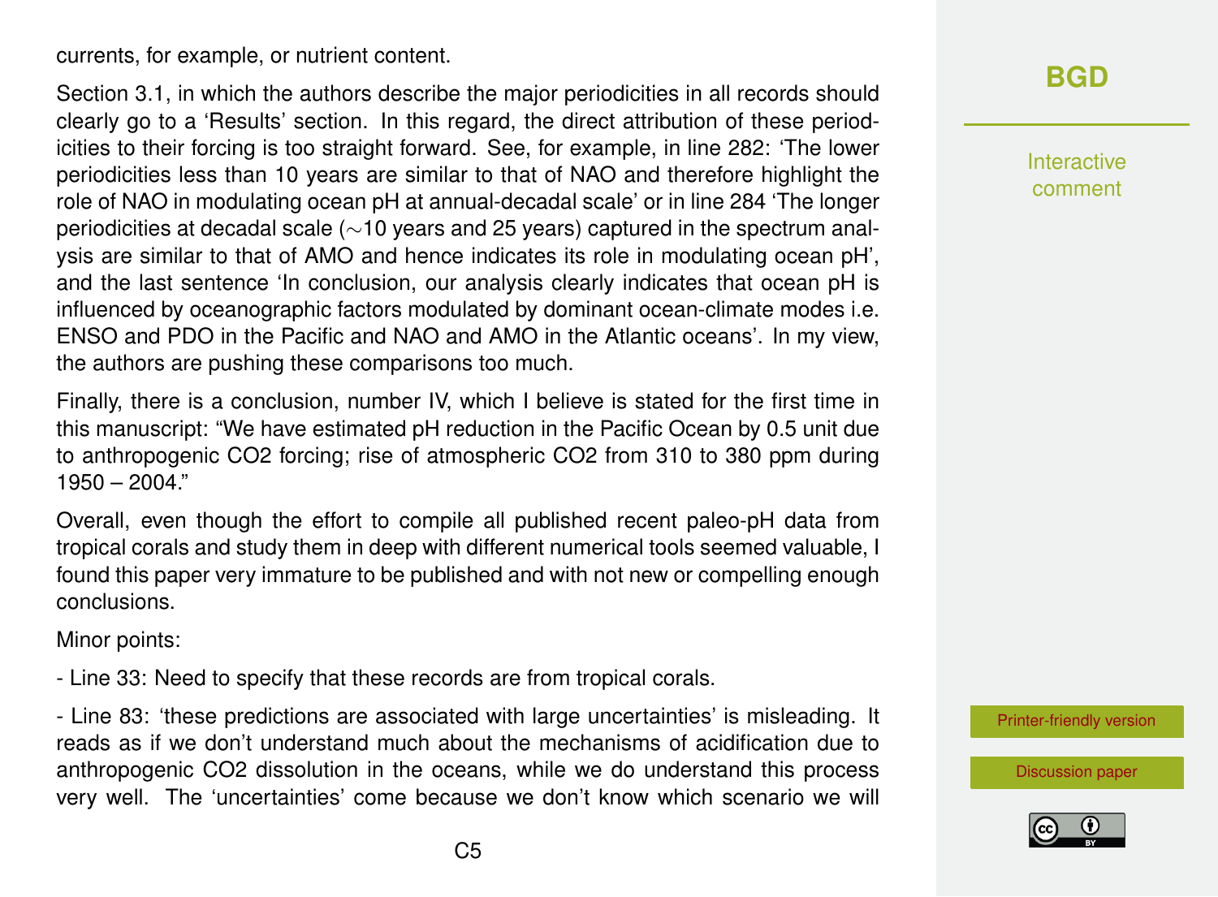currents, for example, or nutrient content.

Section 3.1, in which the authors describe the major periodicities in all records should clearly go to a 'Results' section. In this regard, the direct attribution of these periodicities to their forcing is too straight forward. See, for example, in line 282: 'The lower periodicities less than 10 years are similar to that of NAO and therefore highlight the role of NAO in modulating ocean pH at annual-decadal scale' or in line 284 'The longer periodicities at decadal scale (∼10 years and 25 years) captured in the spectrum analysis are similar to that of AMO and hence indicates its role in modulating ocean pH', and the last sentence 'In conclusion, our analysis clearly indicates that ocean pH is influenced by oceanographic factors modulated by dominant ocean-climate modes i.e. ENSO and PDO in the Pacific and NAO and AMO in the Atlantic oceans'. In my view, the authors are pushing these comparisons too much.

Finally, there is a conclusion, number IV, which I believe is stated for the first time in this manuscript: "We have estimated pH reduction in the Pacific Ocean by 0.5 unit due to anthropogenic $CO_2$ forcing; rise of atmospheric $CO_2$ from 310 to 380 ppm during 1950 – 2004."

Overall, even though the effort to compile all published recent paleo-pH data from tropical corals and study them in deep with different numerical tools seemed valuable, I found this paper very immature to be published and with not new or compelling enough conclusions.

Minor points:

- Line 33: Need to specify that these records are from tropical corals.

- Line 83: 'these predictions are associated with large uncertainties' is misleading. It reads as if we don't understand much about the mechanisms of acidification due to anthropogenic $CO_2$ dissolution in the oceans, while we do understand this process very well. The 'uncertainties' come because we don't know which scenario we will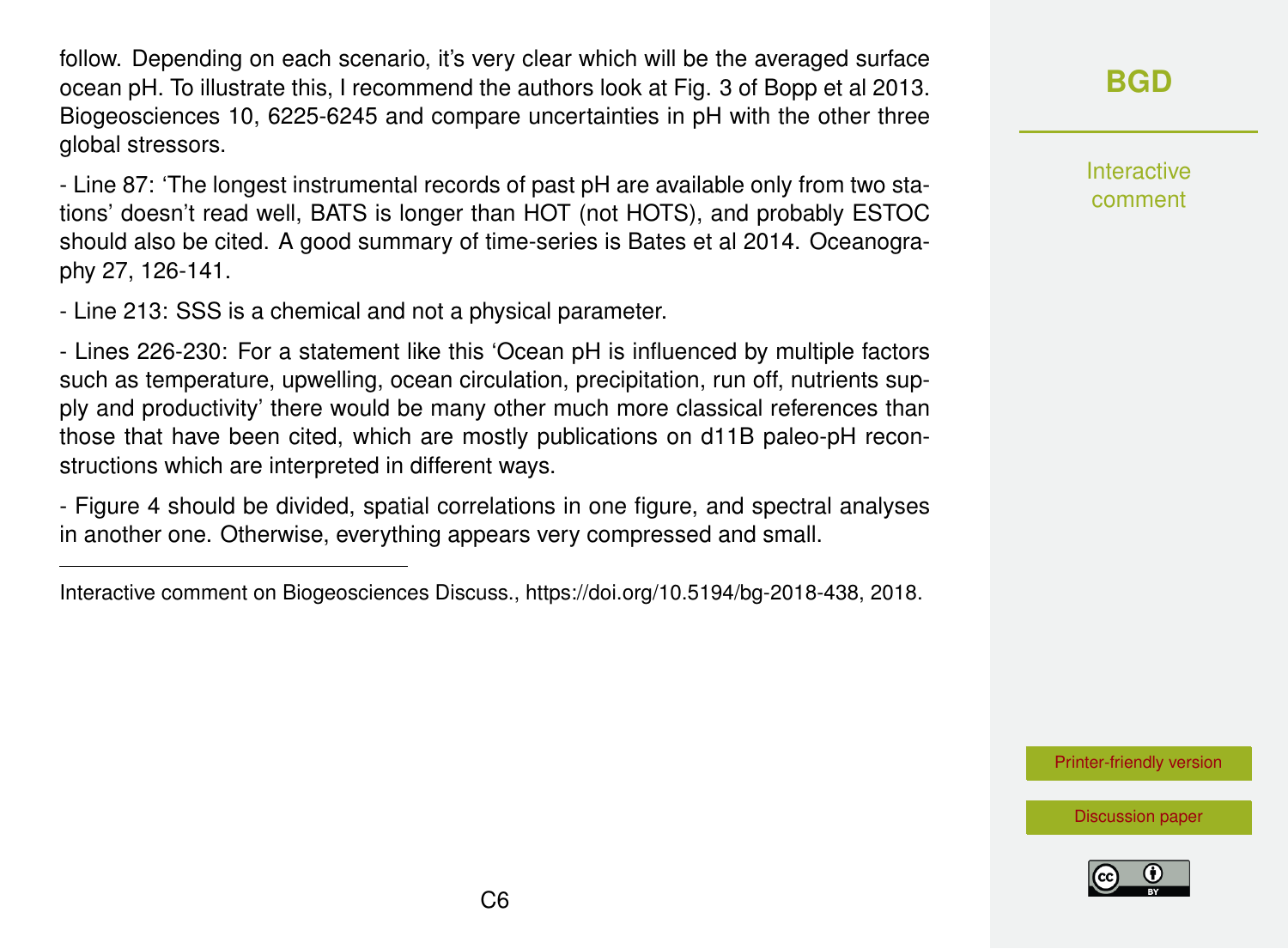follow. Depending on each scenario, it's very clear which will be the averaged surface ocean pH. To illustrate this, I recommend the authors look at Fig. 3 of Bopp et al 2013. Biogeosciences 10, 6225-6245 and compare uncertainties in pH with the other three global stressors.

- Line 87: 'The longest instrumental records of past pH are available only from two stations' doesn't read well, BATS is longer than HOT (not HOTS), and probably ESTOC should also be cited. A good summary of time-series is Bates et al 2014. Oceanography 27, 126-141.

- Line 213: SSS is a chemical and not a physical parameter.

- Lines 226-230: For a statement like this 'Ocean pH is influenced by multiple factors such as temperature, upwelling, ocean circulation, precipitation, run off, nutrients supply and productivity' there would be many other much more classical references than those that have been cited, which are mostly publications on d11B paleo-pH reconstructions which are interpreted in different ways.

- Figure 4 should be divided, spatial correlations in one figure, and spectral analyses in another one. Otherwise, everything appears very compressed and small.

---

Interactive comment on Biogeosciences Discuss., https://doi.org/10.5194/bg-2018-438, 2018.